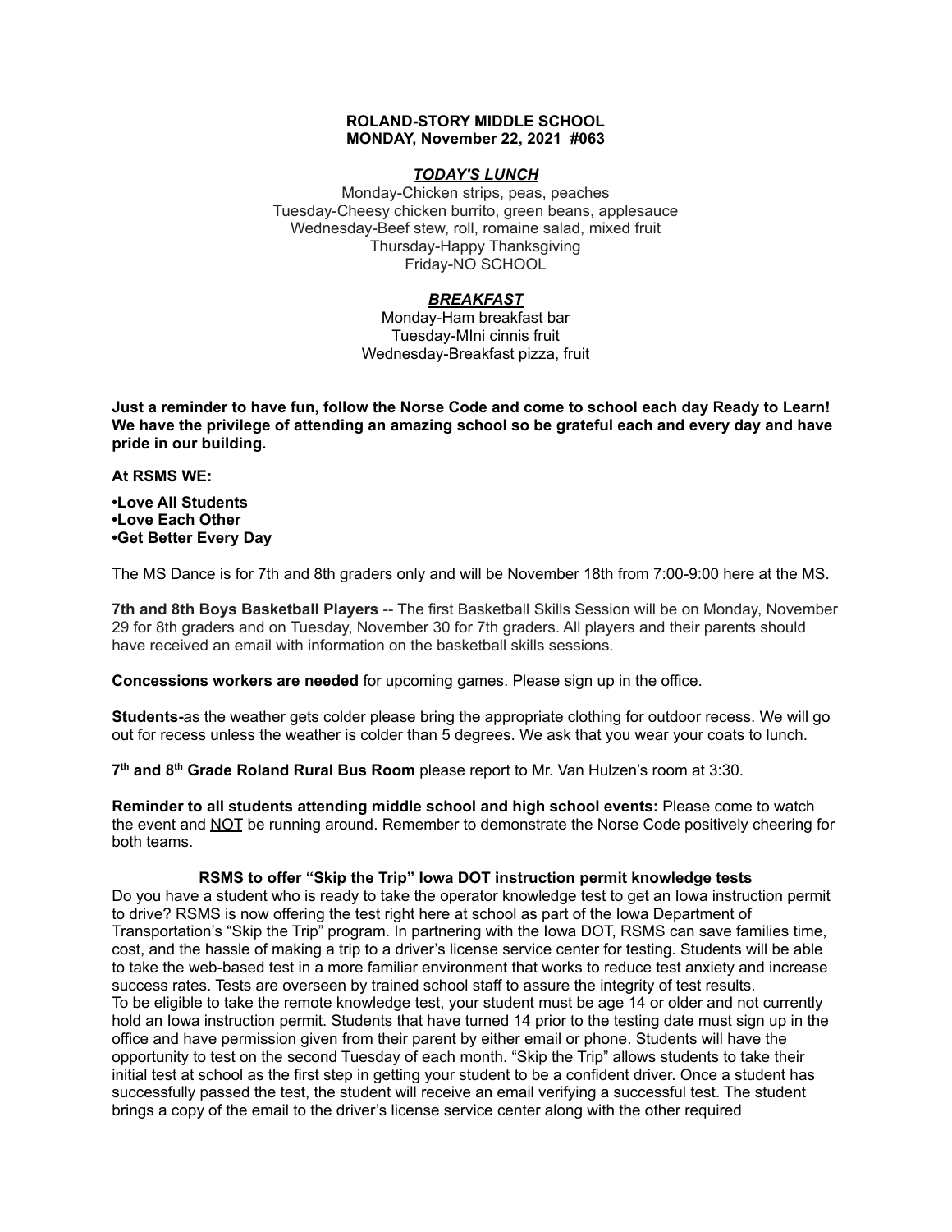**ROLAND-STORY MIDDLE SCHOOL**
**MONDAY, November 22, 2021 #063**

***TODAY'S LUNCH***

Monday-Chicken strips, peas, peaches
Tuesday-Cheesy chicken burrito, green beans, applesauce
Wednesday-Beef stew, roll, romaine salad, mixed fruit
Thursday-Happy Thanksgiving
Friday-NO SCHOOL

***BREAKFAST***

Monday-Ham breakfast bar
Tuesday-MIni cinnis fruit
Wednesday-Breakfast pizza, fruit

**Just a reminder to have fun, follow the Norse Code and come to school each day Ready to Learn! We have the privilege of attending an amazing school so be grateful each and every day and have pride in our building.**

**At RSMS WE:**

**•Love All Students**
**•Love Each Other**
**•Get Better Every Day**

The MS Dance is for 7th and 8th graders only and will be November 18th from 7:00-9:00 here at the MS.

**7th and 8th Boys Basketball Players** -- The first Basketball Skills Session will be on Monday, November 29 for 8th graders and on Tuesday, November 30 for 7th graders. All players and their parents should have received an email with information on the basketball skills sessions.

**Concessions workers are needed** for upcoming games. Please sign up in the office.

**Students-**as the weather gets colder please bring the appropriate clothing for outdoor recess. We will go out for recess unless the weather is colder than 5 degrees. We ask that you wear your coats to lunch.

**7th and 8th Grade Roland Rural Bus Room** please report to Mr. Van Hulzen's room at 3:30.

**Reminder to all students attending middle school and high school events:** Please come to watch the event and NOT be running around. Remember to demonstrate the Norse Code positively cheering for both teams.

**RSMS to offer "Skip the Trip" Iowa DOT instruction permit knowledge tests**

Do you have a student who is ready to take the operator knowledge test to get an Iowa instruction permit to drive? RSMS is now offering the test right here at school as part of the Iowa Department of Transportation's "Skip the Trip" program. In partnering with the Iowa DOT, RSMS can save families time, cost, and the hassle of making a trip to a driver's license service center for testing. Students will be able to take the web-based test in a more familiar environment that works to reduce test anxiety and increase success rates. Tests are overseen by trained school staff to assure the integrity of test results.
To be eligible to take the remote knowledge test, your student must be age 14 or older and not currently hold an Iowa instruction permit. Students that have turned 14 prior to the testing date must sign up in the office and have permission given from their parent by either email or phone. Students will have the opportunity to test on the second Tuesday of each month. "Skip the Trip" allows students to take their initial test at school as the first step in getting your student to be a confident driver. Once a student has successfully passed the test, the student will receive an email verifying a successful test. The student brings a copy of the email to the driver's license service center along with the other required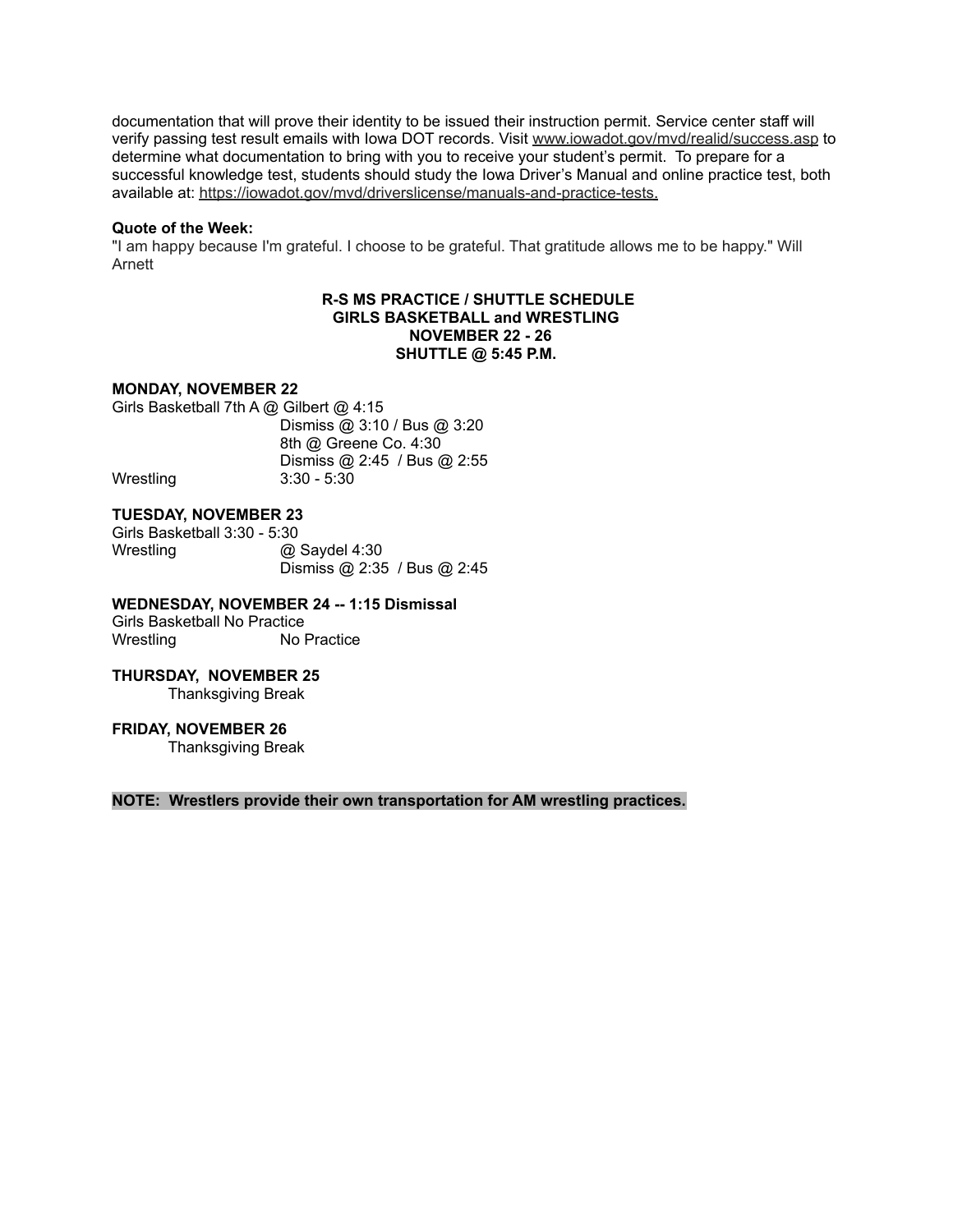documentation that will prove their identity to be issued their instruction permit. Service center staff will verify passing test result emails with Iowa DOT records. Visit www.iowadot.gov/mvd/realid/success.asp to determine what documentation to bring with you to receive your student's permit. To prepare for a successful knowledge test, students should study the Iowa Driver's Manual and online practice test, both available at: https://iowadot.gov/mvd/driverslicense/manuals-and-practice-tests.

**Quote of the Week:**
"I am happy because I'm grateful. I choose to be grateful. That gratitude allows me to be happy." Will Arnett

**R-S MS PRACTICE / SHUTTLE SCHEDULE**
**GIRLS BASKETBALL and WRESTLING**
**NOVEMBER 22 - 26**
**SHUTTLE @ 5:45 P.M.**

**MONDAY, NOVEMBER 22**

Girls Basketball 7th A @ Gilbert @ 4:15
Dismiss @ 3:10 / Bus @ 3:20
8th @ Greene Co. 4:30
Dismiss @ 2:45 / Bus @ 2:55
Wrestling 3:30 - 5:30

**TUESDAY, NOVEMBER 23**

Girls Basketball 3:30 - 5:30
Wrestling @ Saydel 4:30
Dismiss @ 2:35 / Bus @ 2:45

**WEDNESDAY, NOVEMBER 24 -- 1:15 Dismissal**

Girls Basketball No Practice
Wrestling No Practice

**THURSDAY, NOVEMBER 25**

Thanksgiving Break

**FRIDAY, NOVEMBER 26**

Thanksgiving Break

**NOTE: Wrestlers provide their own transportation for AM wrestling practices.**